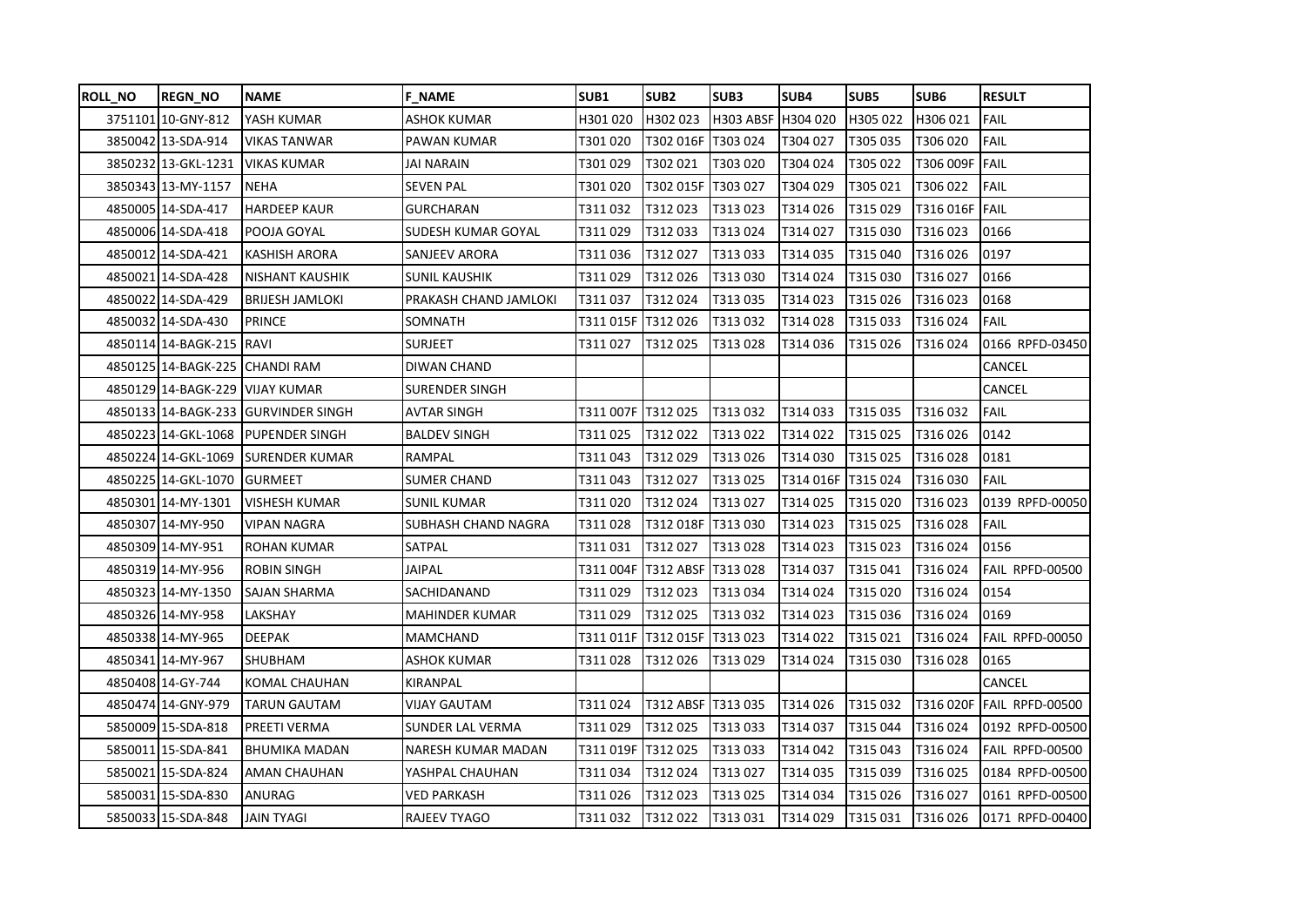| ROLL_NO | REGN_NO | NAME | F_NAME | SUB1 | SUB2 | SUB3 | SUB4 | SUB5 | SUB6 | RESULT |
|---|---|---|---|---|---|---|---|---|---|---|
| 3751101 | 10-GNY-812 | YASH KUMAR | ASHOK KUMAR | H301 020 | H302 023 | H303 ABSF | H304 020 | H305 022 | H306 021 | FAIL |
| 3850042 | 13-SDA-914 | VIKAS TANWAR | PAWAN KUMAR | T301 020 | T302 016F | T303 024 | T304 027 | T305 035 | T306 020 | FAIL |
| 3850232 | 13-GKL-1231 | VIKAS KUMAR | JAI NARAIN | T301 029 | T302 021 | T303 020 | T304 024 | T305 022 | T306 009F | FAIL |
| 3850343 | 13-MY-1157 | NEHA | SEVEN PAL | T301 020 | T302 015F | T303 027 | T304 029 | T305 021 | T306 022 | FAIL |
| 4850005 | 14-SDA-417 | HARDEEP KAUR | GURCHARAN | T311 032 | T312 023 | T313 023 | T314 026 | T315 029 | T316 016F | FAIL |
| 4850006 | 14-SDA-418 | POOJA GOYAL | SUDESH KUMAR GOYAL | T311 029 | T312 033 | T313 024 | T314 027 | T315 030 | T316 023 | 0166 |
| 4850012 | 14-SDA-421 | KASHISH ARORA | SANJEEV ARORA | T311 036 | T312 027 | T313 033 | T314 035 | T315 040 | T316 026 | 0197 |
| 4850021 | 14-SDA-428 | NISHANT KAUSHIK | SUNIL KAUSHIK | T311 029 | T312 026 | T313 030 | T314 024 | T315 030 | T316 027 | 0166 |
| 4850022 | 14-SDA-429 | BRIJESH JAMLOKI | PRAKASH CHAND JAMLOKI | T311 037 | T312 024 | T313 035 | T314 023 | T315 026 | T316 023 | 0168 |
| 4850032 | 14-SDA-430 | PRINCE | SOMNATH | T311 015F | T312 026 | T313 032 | T314 028 | T315 033 | T316 024 | FAIL |
| 4850114 | 14-BAGK-215 | RAVI | SURJEET | T311 027 | T312 025 | T313 028 | T314 036 | T315 026 | T316 024 | 0166 RPFD-03450 |
| 4850125 | 14-BAGK-225 | CHANDI RAM | DIWAN CHAND | | | | | | | CANCEL |
| 4850129 | 14-BAGK-229 | VIJAY KUMAR | SURENDER SINGH | | | | | | | CANCEL |
| 4850133 | 14-BAGK-233 | GURVINDER SINGH | AVTAR SINGH | T311 007F | T312 025 | T313 032 | T314 033 | T315 035 | T316 032 | FAIL |
| 4850223 | 14-GKL-1068 | PUPENDER SINGH | BALDEV SINGH | T311 025 | T312 022 | T313 022 | T314 022 | T315 025 | T316 026 | 0142 |
| 4850224 | 14-GKL-1069 | SURENDER KUMAR | RAMPAL | T311 043 | T312 029 | T313 026 | T314 030 | T315 025 | T316 028 | 0181 |
| 4850225 | 14-GKL-1070 | GURMEET | SUMER CHAND | T311 043 | T312 027 | T313 025 | T314 016F | T315 024 | T316 030 | FAIL |
| 4850301 | 14-MY-1301 | VISHESH KUMAR | SUNIL KUMAR | T311 020 | T312 024 | T313 027 | T314 025 | T315 020 | T316 023 | 0139 RPFD-00050 |
| 4850307 | 14-MY-950 | VIPAN NAGRA | SUBHASH CHAND NAGRA | T311 028 | T312 018F | T313 030 | T314 023 | T315 025 | T316 028 | FAIL |
| 4850309 | 14-MY-951 | ROHAN KUMAR | SATPAL | T311 031 | T312 027 | T313 028 | T314 023 | T315 023 | T316 024 | 0156 |
| 4850319 | 14-MY-956 | ROBIN SINGH | JAIPAL | T311 004F | T312 ABSF | T313 028 | T314 037 | T315 041 | T316 024 | FAIL RPFD-00500 |
| 4850323 | 14-MY-1350 | SAJAN SHARMA | SACHIDANAND | T311 029 | T312 023 | T313 034 | T314 024 | T315 020 | T316 024 | 0154 |
| 4850326 | 14-MY-958 | LAKSHAY | MAHINDER KUMAR | T311 029 | T312 025 | T313 032 | T314 023 | T315 036 | T316 024 | 0169 |
| 4850338 | 14-MY-965 | DEEPAK | MAMCHAND | T311 011F | T312 015F | T313 023 | T314 022 | T315 021 | T316 024 | FAIL RPFD-00050 |
| 4850341 | 14-MY-967 | SHUBHAM | ASHOK KUMAR | T311 028 | T312 026 | T313 029 | T314 024 | T315 030 | T316 028 | 0165 |
| 4850408 | 14-GY-744 | KOMAL CHAUHAN | KIRANPAL | | | | | | | CANCEL |
| 4850474 | 14-GNY-979 | TARUN GAUTAM | VIJAY GAUTAM | T311 024 | T312 ABSF | T313 035 | T314 026 | T315 032 | T316 020F | FAIL RPFD-00500 |
| 5850009 | 15-SDA-818 | PREETI VERMA | SUNDER LAL VERMA | T311 029 | T312 025 | T313 033 | T314 037 | T315 044 | T316 024 | 0192 RPFD-00500 |
| 5850011 | 15-SDA-841 | BHUMIKA MADAN | NARESH KUMAR MADAN | T311 019F | T312 025 | T313 033 | T314 042 | T315 043 | T316 024 | FAIL RPFD-00500 |
| 5850021 | 15-SDA-824 | AMAN CHAUHAN | YASHPAL CHAUHAN | T311 034 | T312 024 | T313 027 | T314 035 | T315 039 | T316 025 | 0184 RPFD-00500 |
| 5850031 | 15-SDA-830 | ANURAG | VED PARKASH | T311 026 | T312 023 | T313 025 | T314 034 | T315 026 | T316 027 | 0161 RPFD-00500 |
| 5850033 | 15-SDA-848 | JAIN TYAGI | RAJEEV TYAGO | T311 032 | T312 022 | T313 031 | T314 029 | T315 031 | T316 026 | 0171 RPFD-00400 |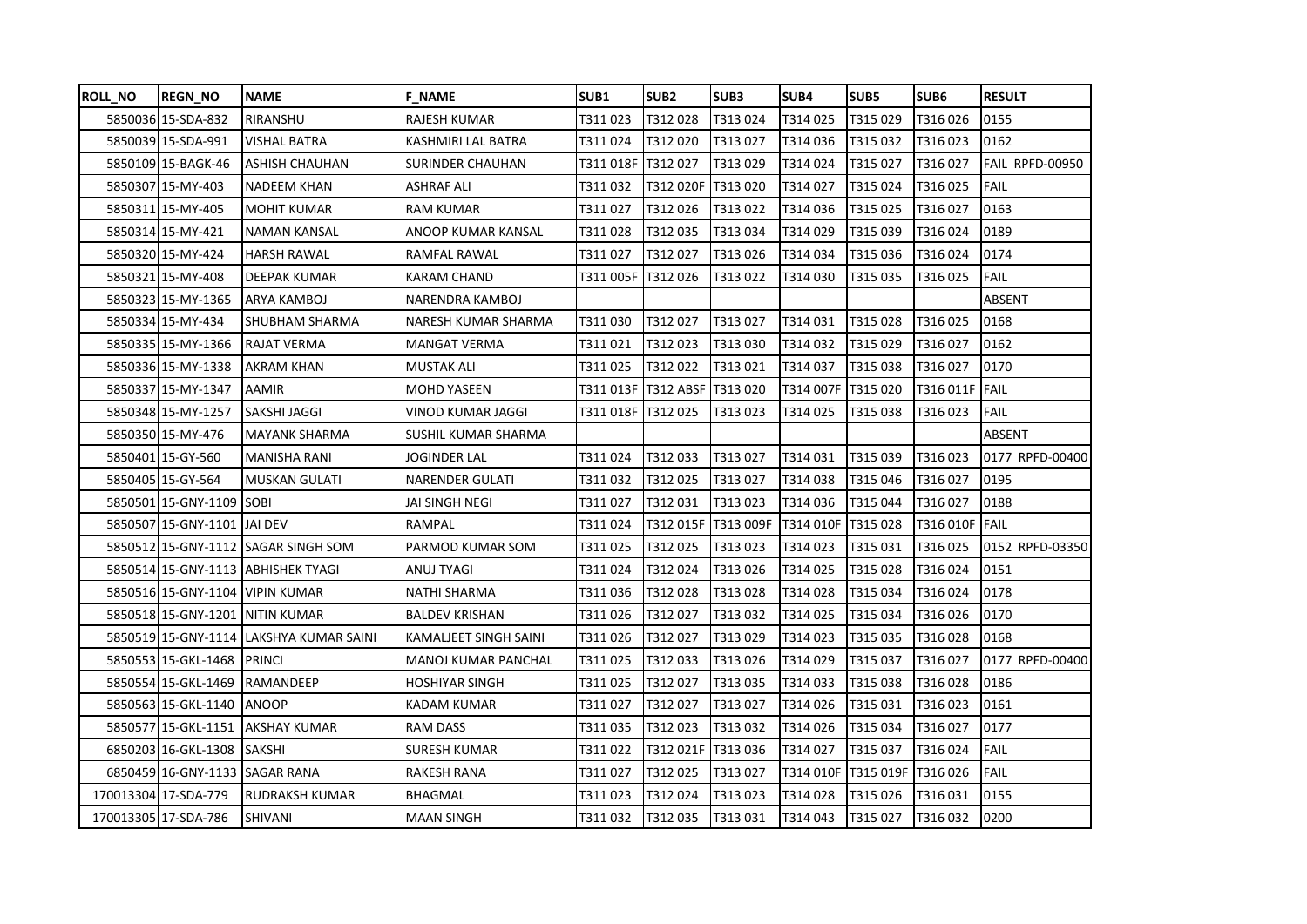| ROLL_NO | REGN_NO | NAME | F_NAME | SUB1 | SUB2 | SUB3 | SUB4 | SUB5 | SUB6 | RESULT |
|---|---|---|---|---|---|---|---|---|---|---|
| 5850036 | 15-SDA-832 | RIRANSHU | RAJESH KUMAR | T311 023 | T312 028 | T313 024 | T314 025 | T315 029 | T316 026 | 0155 |
| 5850039 | 15-SDA-991 | VISHAL BATRA | KASHMIRI LAL BATRA | T311 024 | T312 020 | T313 027 | T314 036 | T315 032 | T316 023 | 0162 |
| 5850109 | 15-BAGK-46 | ASHISH CHAUHAN | SURINDER CHAUHAN | T311 018F | T312 027 | T313 029 | T314 024 | T315 027 | T316 027 | FAIL RPFD-00950 |
| 5850307 | 15-MY-403 | NADEEM KHAN | ASHRAF ALI | T311 032 | T312 020F | T313 020 | T314 027 | T315 024 | T316 025 | FAIL |
| 5850311 | 15-MY-405 | MOHIT KUMAR | RAM KUMAR | T311 027 | T312 026 | T313 022 | T314 036 | T315 025 | T316 027 | 0163 |
| 5850314 | 15-MY-421 | NAMAN KANSAL | ANOOP KUMAR KANSAL | T311 028 | T312 035 | T313 034 | T314 029 | T315 039 | T316 024 | 0189 |
| 5850320 | 15-MY-424 | HARSH RAWAL | RAMFAL RAWAL | T311 027 | T312 027 | T313 026 | T314 034 | T315 036 | T316 024 | 0174 |
| 5850321 | 15-MY-408 | DEEPAK KUMAR | KARAM CHAND | T311 005F | T312 026 | T313 022 | T314 030 | T315 035 | T316 025 | FAIL |
| 5850323 | 15-MY-1365 | ARYA KAMBOJ | NARENDRA KAMBOJ | | | | | | | ABSENT |
| 5850334 | 15-MY-434 | SHUBHAM SHARMA | NARESH KUMAR SHARMA | T311 030 | T312 027 | T313 027 | T314 031 | T315 028 | T316 025 | 0168 |
| 5850335 | 15-MY-1366 | RAJAT VERMA | MANGAT VERMA | T311 021 | T312 023 | T313 030 | T314 032 | T315 029 | T316 027 | 0162 |
| 5850336 | 15-MY-1338 | AKRAM KHAN | MUSTAK ALI | T311 025 | T312 022 | T313 021 | T314 037 | T315 038 | T316 027 | 0170 |
| 5850337 | 15-MY-1347 | AAMIR | MOHD YASEEN | T311 013F | T312 ABSF | T313 020 | T314 007F | T315 020 | T316 011F | FAIL |
| 5850348 | 15-MY-1257 | SAKSHI JAGGI | VINOD KUMAR JAGGI | T311 018F | T312 025 | T313 023 | T314 025 | T315 038 | T316 023 | FAIL |
| 5850350 | 15-MY-476 | MAYANK SHARMA | SUSHIL KUMAR SHARMA | | | | | | | ABSENT |
| 5850401 | 15-GY-560 | MANISHA RANI | JOGINDER LAL | T311 024 | T312 033 | T313 027 | T314 031 | T315 039 | T316 023 | 0177 RPFD-00400 |
| 5850405 | 15-GY-564 | MUSKAN GULATI | NARENDER GULATI | T311 032 | T312 025 | T313 027 | T314 038 | T315 046 | T316 027 | 0195 |
| 5850501 | 15-GNY-1109 | SOBI | JAI SINGH NEGI | T311 027 | T312 031 | T313 023 | T314 036 | T315 044 | T316 027 | 0188 |
| 5850507 | 15-GNY-1101 | JAI DEV | RAMPAL | T311 024 | T312 015F | T313 009F | T314 010F | T315 028 | T316 010F | FAIL |
| 5850512 | 15-GNY-1112 | SAGAR SINGH SOM | PARMOD KUMAR SOM | T311 025 | T312 025 | T313 023 | T314 023 | T315 031 | T316 025 | 0152 RPFD-03350 |
| 5850514 | 15-GNY-1113 | ABHISHEK TYAGI | ANUJ TYAGI | T311 024 | T312 024 | T313 026 | T314 025 | T315 028 | T316 024 | 0151 |
| 5850516 | 15-GNY-1104 | VIPIN KUMAR | NATHI SHARMA | T311 036 | T312 028 | T313 028 | T314 028 | T315 034 | T316 024 | 0178 |
| 5850518 | 15-GNY-1201 | NITIN KUMAR | BALDEV KRISHAN | T311 026 | T312 027 | T313 032 | T314 025 | T315 034 | T316 026 | 0170 |
| 5850519 | 15-GNY-1114 | LAKSHYA KUMAR SAINI | KAMALJEET SINGH SAINI | T311 026 | T312 027 | T313 029 | T314 023 | T315 035 | T316 028 | 0168 |
| 5850553 | 15-GKL-1468 | PRINCI | MANOJ KUMAR PANCHAL | T311 025 | T312 033 | T313 026 | T314 029 | T315 037 | T316 027 | 0177 RPFD-00400 |
| 5850554 | 15-GKL-1469 | RAMANDEEP | HOSHIYAR SINGH | T311 025 | T312 027 | T313 035 | T314 033 | T315 038 | T316 028 | 0186 |
| 5850563 | 15-GKL-1140 | ANOOP | KADAM KUMAR | T311 027 | T312 027 | T313 027 | T314 026 | T315 031 | T316 023 | 0161 |
| 5850577 | 15-GKL-1151 | AKSHAY KUMAR | RAM DASS | T311 035 | T312 023 | T313 032 | T314 026 | T315 034 | T316 027 | 0177 |
| 6850203 | 16-GKL-1308 | SAKSHI | SURESH KUMAR | T311 022 | T312 021F | T313 036 | T314 027 | T315 037 | T316 024 | FAIL |
| 6850459 | 16-GNY-1133 | SAGAR RANA | RAKESH RANA | T311 027 | T312 025 | T313 027 | T314 010F | T315 019F | T316 026 | FAIL |
| 170013304 | 17-SDA-779 | RUDRAKSH KUMAR | BHAGMAL | T311 023 | T312 024 | T313 023 | T314 028 | T315 026 | T316 031 | 0155 |
| 170013305 | 17-SDA-786 | SHIVANI | MAAN SINGH | T311 032 | T312 035 | T313 031 | T314 043 | T315 027 | T316 032 | 0200 |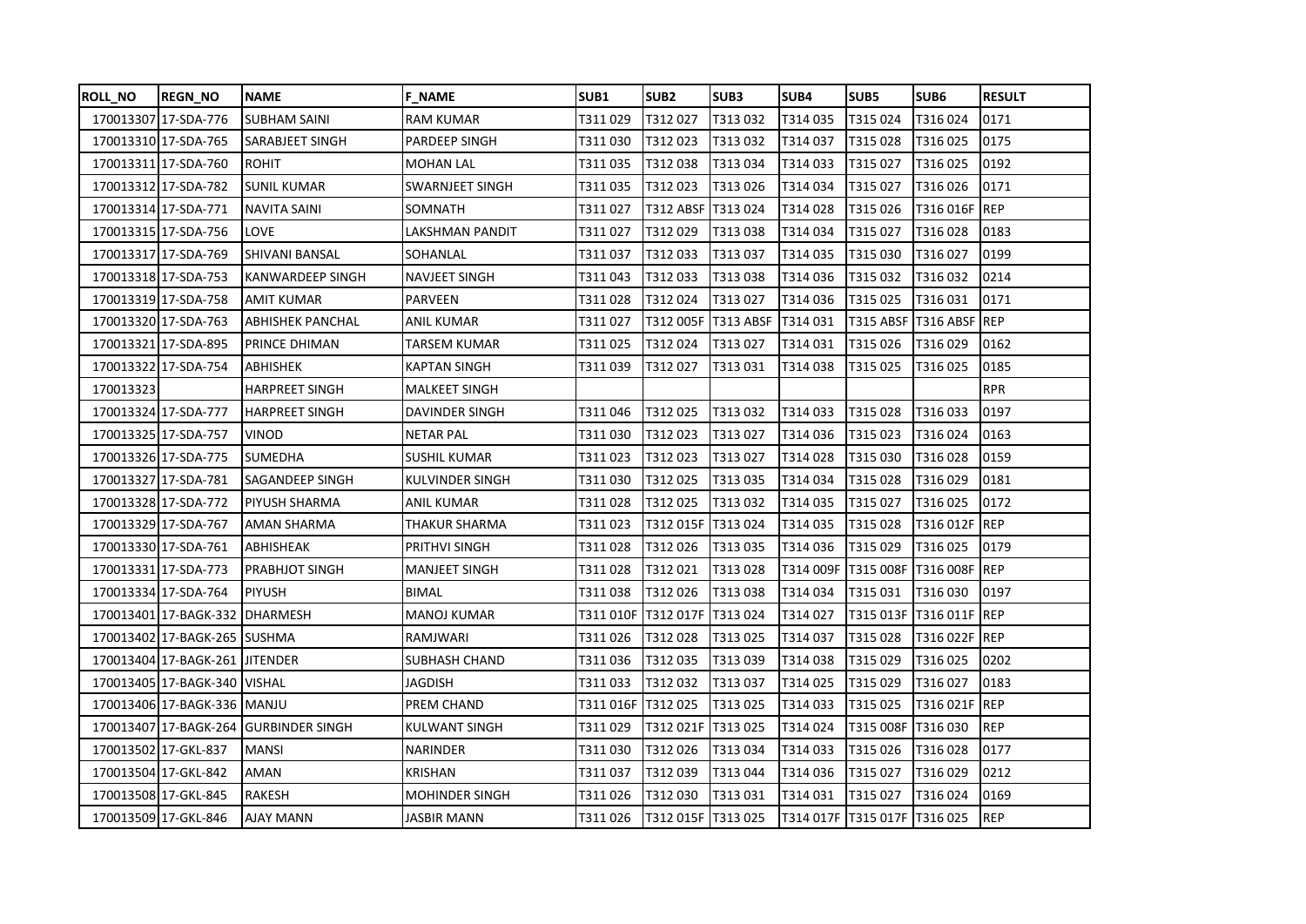| ROLL_NO | REGN_NO | NAME | F_NAME | SUB1 | SUB2 | SUB3 | SUB4 | SUB5 | SUB6 | RESULT |
|---|---|---|---|---|---|---|---|---|---|---|
| 170013307 | 17-SDA-776 | SUBHAM SAINI | RAM KUMAR | T311 029 | T312 027 | T313 032 | T314 035 | T315 024 | T316 024 | 0171 |
| 170013310 | 17-SDA-765 | SARABJEET SINGH | PARDEEP SINGH | T311 030 | T312 023 | T313 032 | T314 037 | T315 028 | T316 025 | 0175 |
| 170013311 | 17-SDA-760 | ROHIT | MOHAN LAL | T311 035 | T312 038 | T313 034 | T314 033 | T315 027 | T316 025 | 0192 |
| 170013312 | 17-SDA-782 | SUNIL KUMAR | SWARNJEET SINGH | T311 035 | T312 023 | T313 026 | T314 034 | T315 027 | T316 026 | 0171 |
| 170013314 | 17-SDA-771 | NAVITA SAINI | SOMNATH | T311 027 | T312 ABSF | T313 024 | T314 028 | T315 026 | T316 016F | REP |
| 170013315 | 17-SDA-756 | LOVE | LAKSHMAN PANDIT | T311 027 | T312 029 | T313 038 | T314 034 | T315 027 | T316 028 | 0183 |
| 170013317 | 17-SDA-769 | SHIVANI BANSAL | SOHANLAL | T311 037 | T312 033 | T313 037 | T314 035 | T315 030 | T316 027 | 0199 |
| 170013318 | 17-SDA-753 | KANWARDEEP SINGH | NAVJEET SINGH | T311 043 | T312 033 | T313 038 | T314 036 | T315 032 | T316 032 | 0214 |
| 170013319 | 17-SDA-758 | AMIT KUMAR | PARVEEN | T311 028 | T312 024 | T313 027 | T314 036 | T315 025 | T316 031 | 0171 |
| 170013320 | 17-SDA-763 | ABHISHEK PANCHAL | ANIL KUMAR | T311 027 | T312 005F | T313 ABSF | T314 031 | T315 ABSF | T316 ABSF | REP |
| 170013321 | 17-SDA-895 | PRINCE DHIMAN | TARSEM KUMAR | T311 025 | T312 024 | T313 027 | T314 031 | T315 026 | T316 029 | 0162 |
| 170013322 | 17-SDA-754 | ABHISHEK | KAPTAN SINGH | T311 039 | T312 027 | T313 031 | T314 038 | T315 025 | T316 025 | 0185 |
| 170013323 | | HARPREET SINGH | MALKEET SINGH | | | | | | | RPR |
| 170013324 | 17-SDA-777 | HARPREET SINGH | DAVINDER SINGH | T311 046 | T312 025 | T313 032 | T314 033 | T315 028 | T316 033 | 0197 |
| 170013325 | 17-SDA-757 | VINOD | NETAR PAL | T311 030 | T312 023 | T313 027 | T314 036 | T315 023 | T316 024 | 0163 |
| 170013326 | 17-SDA-775 | SUMEDHA | SUSHIL KUMAR | T311 023 | T312 023 | T313 027 | T314 028 | T315 030 | T316 028 | 0159 |
| 170013327 | 17-SDA-781 | SAGANDEEP SINGH | KULVINDER SINGH | T311 030 | T312 025 | T313 035 | T314 034 | T315 028 | T316 029 | 0181 |
| 170013328 | 17-SDA-772 | PIYUSH SHARMA | ANIL KUMAR | T311 028 | T312 025 | T313 032 | T314 035 | T315 027 | T316 025 | 0172 |
| 170013329 | 17-SDA-767 | AMAN SHARMA | THAKUR SHARMA | T311 023 | T312 015F | T313 024 | T314 035 | T315 028 | T316 012F | REP |
| 170013330 | 17-SDA-761 | ABHISHEAK | PRITHVI SINGH | T311 028 | T312 026 | T313 035 | T314 036 | T315 029 | T316 025 | 0179 |
| 170013331 | 17-SDA-773 | PRABHJOT SINGH | MANJEET SINGH | T311 028 | T312 021 | T313 028 | T314 009F | T315 008F | T316 008F | REP |
| 170013334 | 17-SDA-764 | PIYUSH | BIMAL | T311 038 | T312 026 | T313 038 | T314 034 | T315 031 | T316 030 | 0197 |
| 170013401 | 17-BAGK-332 | DHARMESH | MANOJ KUMAR | T311 010F | T312 017F | T313 024 | T314 027 | T315 013F | T316 011F | REP |
| 170013402 | 17-BAGK-265 | SUSHMA | RAMJWARI | T311 026 | T312 028 | T313 025 | T314 037 | T315 028 | T316 022F | REP |
| 170013404 | 17-BAGK-261 | JITENDER | SUBHASH CHAND | T311 036 | T312 035 | T313 039 | T314 038 | T315 029 | T316 025 | 0202 |
| 170013405 | 17-BAGK-340 | VISHAL | JAGDISH | T311 033 | T312 032 | T313 037 | T314 025 | T315 029 | T316 027 | 0183 |
| 170013406 | 17-BAGK-336 | MANJU | PREM CHAND | T311 016F | T312 025 | T313 025 | T314 033 | T315 025 | T316 021F | REP |
| 170013407 | 17-BAGK-264 | GURBINDER SINGH | KULWANT SINGH | T311 029 | T312 021F | T313 025 | T314 024 | T315 008F | T316 030 | REP |
| 170013502 | 17-GKL-837 | MANSI | NARINDER | T311 030 | T312 026 | T313 034 | T314 033 | T315 026 | T316 028 | 0177 |
| 170013504 | 17-GKL-842 | AMAN | KRISHAN | T311 037 | T312 039 | T313 044 | T314 036 | T315 027 | T316 029 | 0212 |
| 170013508 | 17-GKL-845 | RAKESH | MOHINDER SINGH | T311 026 | T312 030 | T313 031 | T314 031 | T315 027 | T316 024 | 0169 |
| 170013509 | 17-GKL-846 | AJAY MANN | JASBIR MANN | T311 026 | T312 015F | T313 025 | T314 017F | T315 017F | T316 025 | REP |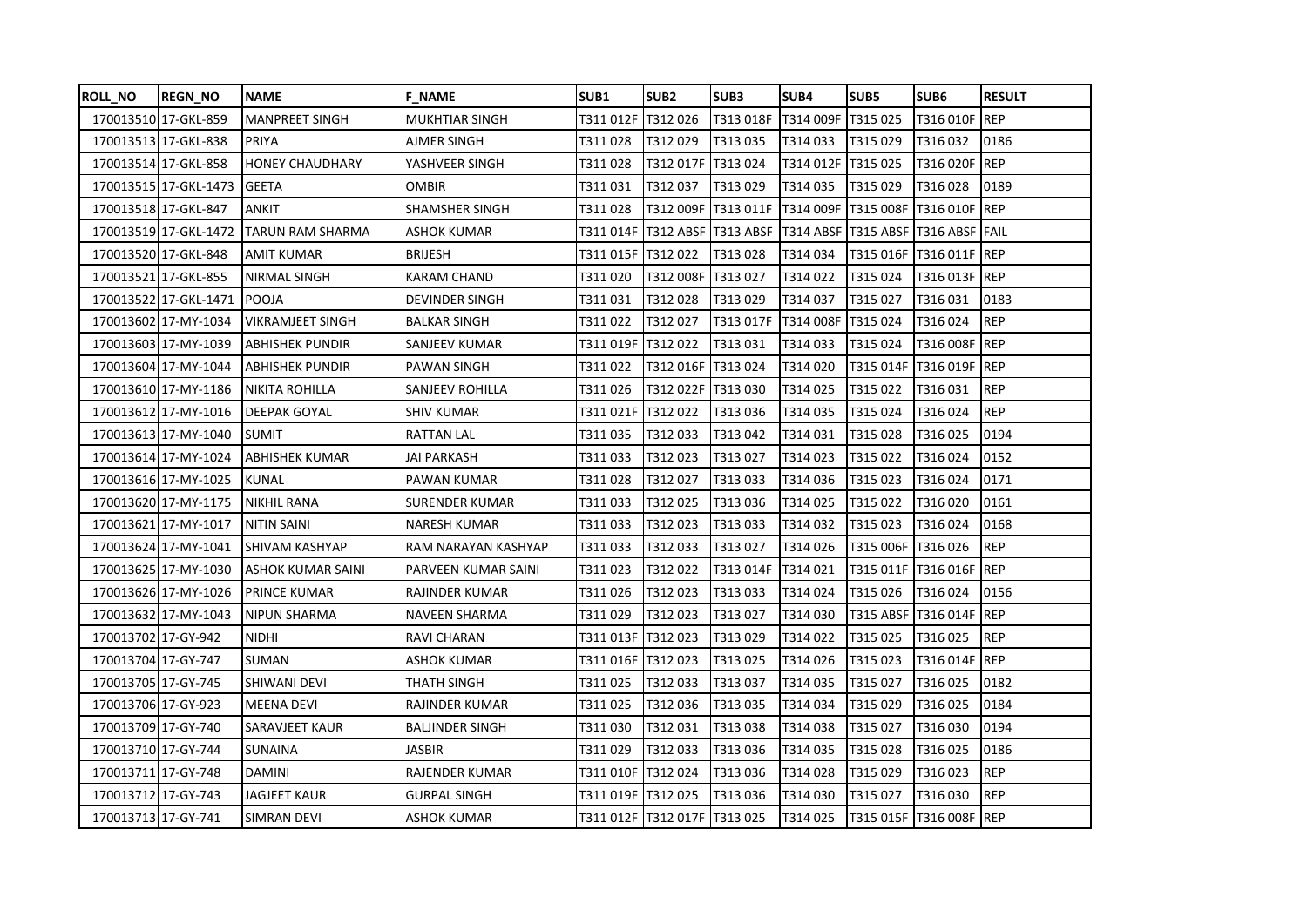| ROLL_NO | REGN_NO | NAME | F_NAME | SUB1 | SUB2 | SUB3 | SUB4 | SUB5 | SUB6 | RESULT |
|---|---|---|---|---|---|---|---|---|---|---|
| 170013510 | 17-GKL-859 | MANPREET SINGH | MUKHTIAR SINGH | T311 012F | T312 026 | T313 018F | T314 009F | T315 025 | T316 010F | REP |
| 170013513 | 17-GKL-838 | PRIYA | AJMER SINGH | T311 028 | T312 029 | T313 035 | T314 033 | T315 029 | T316 032 | 0186 |
| 170013514 | 17-GKL-858 | HONEY CHAUDHARY | YASHVEER SINGH | T311 028 | T312 017F | T313 024 | T314 012F | T315 025 | T316 020F | REP |
| 170013515 | 17-GKL-1473 | GEETA | OMBIR | T311 031 | T312 037 | T313 029 | T314 035 | T315 029 | T316 028 | 0189 |
| 170013518 | 17-GKL-847 | ANKIT | SHAMSHER SINGH | T311 028 | T312 009F | T313 011F | T314 009F | T315 008F | T316 010F | REP |
| 170013519 | 17-GKL-1472 | TARUN RAM SHARMA | ASHOK KUMAR | T311 014F | T312 ABSF | T313 ABSF | T314 ABSF | T315 ABSF | T316 ABSF | FAIL |
| 170013520 | 17-GKL-848 | AMIT KUMAR | BRIJESH | T311 015F | T312 022 | T313 028 | T314 034 | T315 016F | T316 011F | REP |
| 170013521 | 17-GKL-855 | NIRMAL SINGH | KARAM CHAND | T311 020 | T312 008F | T313 027 | T314 022 | T315 024 | T316 013F | REP |
| 170013522 | 17-GKL-1471 | POOJA | DEVINDER SINGH | T311 031 | T312 028 | T313 029 | T314 037 | T315 027 | T316 031 | 0183 |
| 170013602 | 17-MY-1034 | VIKRAMJEET SINGH | BALKAR SINGH | T311 022 | T312 027 | T313 017F | T314 008F | T315 024 | T316 024 | REP |
| 170013603 | 17-MY-1039 | ABHISHEK PUNDIR | SANJEEV KUMAR | T311 019F | T312 022 | T313 031 | T314 033 | T315 024 | T316 008F | REP |
| 170013604 | 17-MY-1044 | ABHISHEK PUNDIR | PAWAN SINGH | T311 022 | T312 016F | T313 024 | T314 020 | T315 014F | T316 019F | REP |
| 170013610 | 17-MY-1186 | NIKITA ROHILLA | SANJEEV ROHILLA | T311 026 | T312 022F | T313 030 | T314 025 | T315 022 | T316 031 | REP |
| 170013612 | 17-MY-1016 | DEEPAK GOYAL | SHIV KUMAR | T311 021F | T312 022 | T313 036 | T314 035 | T315 024 | T316 024 | REP |
| 170013613 | 17-MY-1040 | SUMIT | RATTAN LAL | T311 035 | T312 033 | T313 042 | T314 031 | T315 028 | T316 025 | 0194 |
| 170013614 | 17-MY-1024 | ABHISHEK KUMAR | JAI PARKASH | T311 033 | T312 023 | T313 027 | T314 023 | T315 022 | T316 024 | 0152 |
| 170013616 | 17-MY-1025 | KUNAL | PAWAN KUMAR | T311 028 | T312 027 | T313 033 | T314 036 | T315 023 | T316 024 | 0171 |
| 170013620 | 17-MY-1175 | NIKHIL RANA | SURENDER KUMAR | T311 033 | T312 025 | T313 036 | T314 025 | T315 022 | T316 020 | 0161 |
| 170013621 | 17-MY-1017 | NITIN SAINI | NARESH KUMAR | T311 033 | T312 023 | T313 033 | T314 032 | T315 023 | T316 024 | 0168 |
| 170013624 | 17-MY-1041 | SHIVAM KASHYAP | RAM NARAYAN KASHYAP | T311 033 | T312 033 | T313 027 | T314 026 | T315 006F | T316 026 | REP |
| 170013625 | 17-MY-1030 | ASHOK KUMAR SAINI | PARVEEN KUMAR SAINI | T311 023 | T312 022 | T313 014F | T314 021 | T315 011F | T316 016F | REP |
| 170013626 | 17-MY-1026 | PRINCE KUMAR | RAJINDER KUMAR | T311 026 | T312 023 | T313 033 | T314 024 | T315 026 | T316 024 | 0156 |
| 170013632 | 17-MY-1043 | NIPUN SHARMA | NAVEEN SHARMA | T311 029 | T312 023 | T313 027 | T314 030 | T315 ABSF | T316 014F | REP |
| 170013702 | 17-GY-942 | NIDHI | RAVI CHARAN | T311 013F | T312 023 | T313 029 | T314 022 | T315 025 | T316 025 | REP |
| 170013704 | 17-GY-747 | SUMAN | ASHOK KUMAR | T311 016F | T312 023 | T313 025 | T314 026 | T315 023 | T316 014F | REP |
| 170013705 | 17-GY-745 | SHIWANI DEVI | THATH SINGH | T311 025 | T312 033 | T313 037 | T314 035 | T315 027 | T316 025 | 0182 |
| 170013706 | 17-GY-923 | MEENA DEVI | RAJINDER KUMAR | T311 025 | T312 036 | T313 035 | T314 034 | T315 029 | T316 025 | 0184 |
| 170013709 | 17-GY-740 | SARAVJEET KAUR | BALJINDER SINGH | T311 030 | T312 031 | T313 038 | T314 038 | T315 027 | T316 030 | 0194 |
| 170013710 | 17-GY-744 | SUNAINA | JASBIR | T311 029 | T312 033 | T313 036 | T314 035 | T315 028 | T316 025 | 0186 |
| 170013711 | 17-GY-748 | DAMINI | RAJENDER KUMAR | T311 010F | T312 024 | T313 036 | T314 028 | T315 029 | T316 023 | REP |
| 170013712 | 17-GY-743 | JAGJEET KAUR | GURPAL SINGH | T311 019F | T312 025 | T313 036 | T314 030 | T315 027 | T316 030 | REP |
| 170013713 | 17-GY-741 | SIMRAN DEVI | ASHOK KUMAR | T311 012F | T312 017F | T313 025 | T314 025 | T315 015F | T316 008F | REP |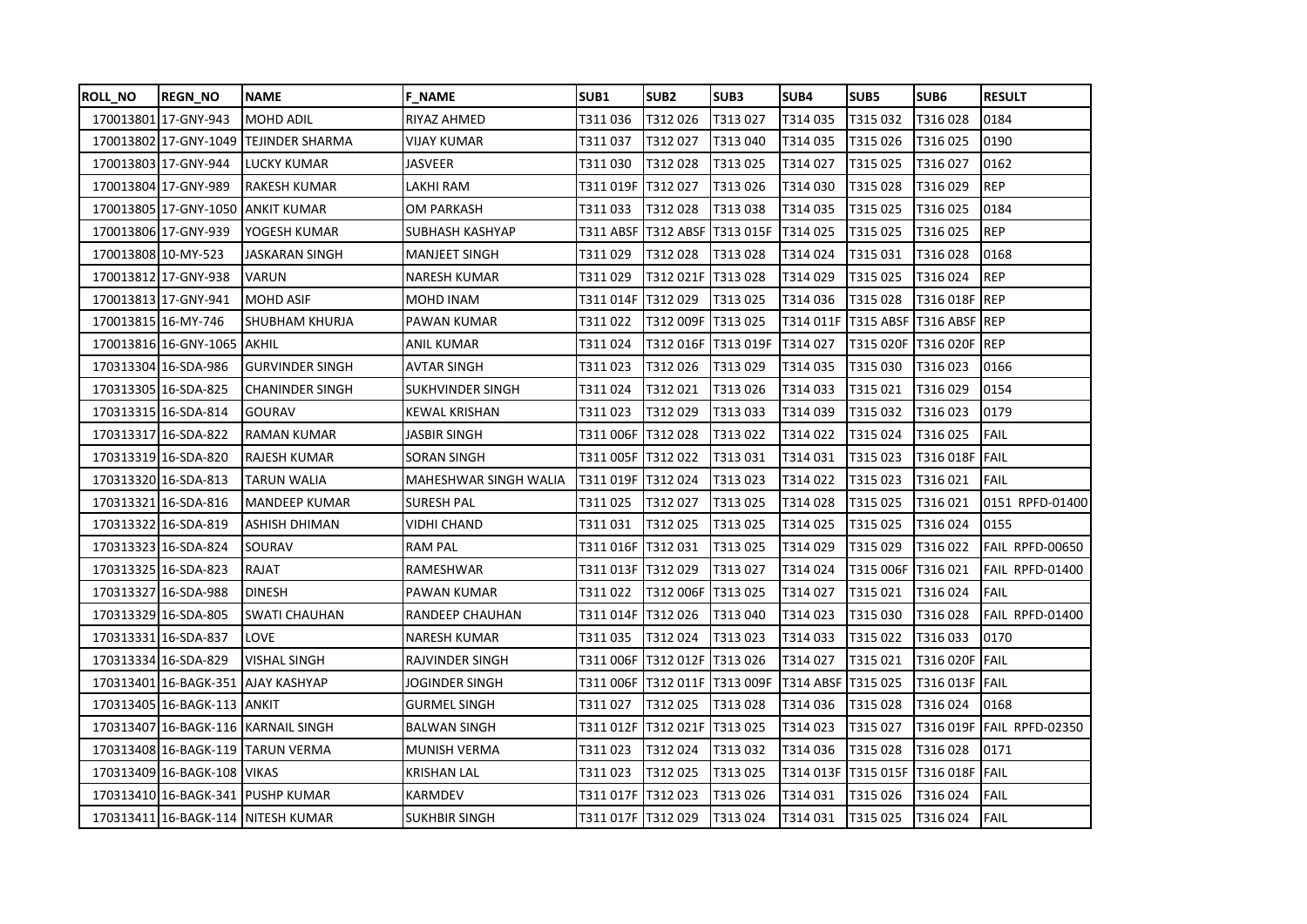| ROLL_NO | REGN_NO | NAME | F_NAME | SUB1 | SUB2 | SUB3 | SUB4 | SUB5 | SUB6 | RESULT |
|---|---|---|---|---|---|---|---|---|---|---|
| 170013801 | 17-GNY-943 | MOHD ADIL | RIYAZ AHMED | T311 036 | T312 026 | T313 027 | T314 035 | T315 032 | T316 028 | 0184 |
| 170013802 | 17-GNY-1049 | TEJINDER SHARMA | VIJAY KUMAR | T311 037 | T312 027 | T313 040 | T314 035 | T315 026 | T316 025 | 0190 |
| 170013803 | 17-GNY-944 | LUCKY KUMAR | JASVEER | T311 030 | T312 028 | T313 025 | T314 027 | T315 025 | T316 027 | 0162 |
| 170013804 | 17-GNY-989 | RAKESH KUMAR | LAKHI RAM | T311 019F | T312 027 | T313 026 | T314 030 | T315 028 | T316 029 | REP |
| 170013805 | 17-GNY-1050 | ANKIT KUMAR | OM PARKASH | T311 033 | T312 028 | T313 038 | T314 035 | T315 025 | T316 025 | 0184 |
| 170013806 | 17-GNY-939 | YOGESH KUMAR | SUBHASH KASHYAP | T311 ABSF | T312 ABSF | T313 015F | T314 025 | T315 025 | T316 025 | REP |
| 170013808 | 10-MY-523 | JASKARAN SINGH | MANJEET SINGH | T311 029 | T312 028 | T313 028 | T314 024 | T315 031 | T316 028 | 0168 |
| 170013812 | 17-GNY-938 | VARUN | NARESH KUMAR | T311 029 | T312 021F | T313 028 | T314 029 | T315 025 | T316 024 | REP |
| 170013813 | 17-GNY-941 | MOHD ASIF | MOHD INAM | T311 014F | T312 029 | T313 025 | T314 036 | T315 028 | T316 018F | REP |
| 170013815 | 16-MY-746 | SHUBHAM KHURJA | PAWAN KUMAR | T311 022 | T312 009F | T313 025 | T314 011F | T315 ABSF | T316 ABSF | REP |
| 170013816 | 16-GNY-1065 | AKHIL | ANIL KUMAR | T311 024 | T312 016F | T313 019F | T314 027 | T315 020F | T316 020F | REP |
| 170313304 | 16-SDA-986 | GURVINDER SINGH | AVTAR SINGH | T311 023 | T312 026 | T313 029 | T314 035 | T315 030 | T316 023 | 0166 |
| 170313305 | 16-SDA-825 | CHANINDER SINGH | SUKHVINDER SINGH | T311 024 | T312 021 | T313 026 | T314 033 | T315 021 | T316 029 | 0154 |
| 170313315 | 16-SDA-814 | GOURAV | KEWAL KRISHAN | T311 023 | T312 029 | T313 033 | T314 039 | T315 032 | T316 023 | 0179 |
| 170313317 | 16-SDA-822 | RAMAN KUMAR | JASBIR SINGH | T311 006F | T312 028 | T313 022 | T314 022 | T315 024 | T316 025 | FAIL |
| 170313319 | 16-SDA-820 | RAJESH KUMAR | SORAN SINGH | T311 005F | T312 022 | T313 031 | T314 031 | T315 023 | T316 018F | FAIL |
| 170313320 | 16-SDA-813 | TARUN WALIA | MAHESHWAR SINGH WALIA | T311 019F | T312 024 | T313 023 | T314 022 | T315 023 | T316 021 | FAIL |
| 170313321 | 16-SDA-816 | MANDEEP KUMAR | SURESH PAL | T311 025 | T312 027 | T313 025 | T314 028 | T315 025 | T316 021 | 0151 RPFD-01400 |
| 170313322 | 16-SDA-819 | ASHISH DHIMAN | VIDHI CHAND | T311 031 | T312 025 | T313 025 | T314 025 | T315 025 | T316 024 | 0155 |
| 170313323 | 16-SDA-824 | SOURAV | RAM PAL | T311 016F | T312 031 | T313 025 | T314 029 | T315 029 | T316 022 | FAIL RPFD-00650 |
| 170313325 | 16-SDA-823 | RAJAT | RAMESHWAR | T311 013F | T312 029 | T313 027 | T314 024 | T315 006F | T316 021 | FAIL RPFD-01400 |
| 170313327 | 16-SDA-988 | DINESH | PAWAN KUMAR | T311 022 | T312 006F | T313 025 | T314 027 | T315 021 | T316 024 | FAIL |
| 170313329 | 16-SDA-805 | SWATI CHAUHAN | RANDEEP CHAUHAN | T311 014F | T312 026 | T313 040 | T314 023 | T315 030 | T316 028 | FAIL RPFD-01400 |
| 170313331 | 16-SDA-837 | LOVE | NARESH KUMAR | T311 035 | T312 024 | T313 023 | T314 033 | T315 022 | T316 033 | 0170 |
| 170313334 | 16-SDA-829 | VISHAL SINGH | RAJVINDER SINGH | T311 006F | T312 012F | T313 026 | T314 027 | T315 021 | T316 020F | FAIL |
| 170313401 | 16-BAGK-351 | AJAY KASHYAP | JOGINDER SINGH | T311 006F | T312 011F | T313 009F | T314 ABSF | T315 025 | T316 013F | FAIL |
| 170313405 | 16-BAGK-113 | ANKIT | GURMEL SINGH | T311 027 | T312 025 | T313 028 | T314 036 | T315 028 | T316 024 | 0168 |
| 170313407 | 16-BAGK-116 | KARNAIL SINGH | BALWAN SINGH | T311 012F | T312 021F | T313 025 | T314 023 | T315 027 | T316 019F | FAIL RPFD-02350 |
| 170313408 | 16-BAGK-119 | TARUN VERMA | MUNISH VERMA | T311 023 | T312 024 | T313 032 | T314 036 | T315 028 | T316 028 | 0171 |
| 170313409 | 16-BAGK-108 | VIKAS | KRISHAN LAL | T311 023 | T312 025 | T313 025 | T314 013F | T315 015F | T316 018F | FAIL |
| 170313410 | 16-BAGK-341 | PUSHP KUMAR | KARMDEV | T311 017F | T312 023 | T313 026 | T314 031 | T315 026 | T316 024 | FAIL |
| 170313411 | 16-BAGK-114 | NITESH KUMAR | SUKHBIR SINGH | T311 017F | T312 029 | T313 024 | T314 031 | T315 025 | T316 024 | FAIL |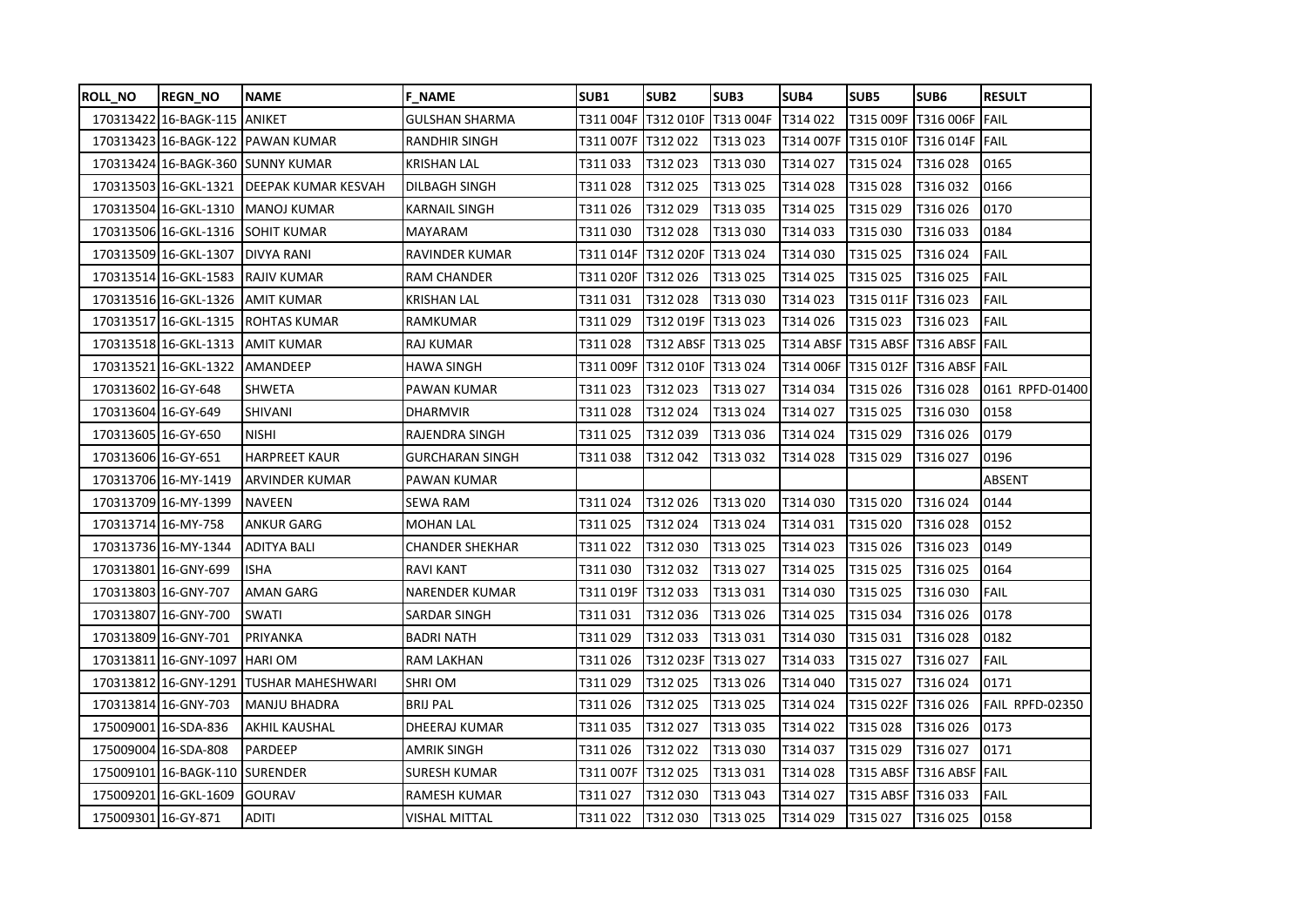| ROLL_NO | REGN_NO | NAME | F_NAME | SUB1 | SUB2 | SUB3 | SUB4 | SUB5 | SUB6 | RESULT |
|---|---|---|---|---|---|---|---|---|---|---|
| 170313422 | 16-BAGK-115 | ANIKET | GULSHAN SHARMA | T311 004F | T312 010F | T313 004F | T314 022 | T315 009F | T316 006F | FAIL |
| 170313423 | 16-BAGK-122 | PAWAN KUMAR | RANDHIR SINGH | T311 007F | T312 022 | T313 023 | T314 007F | T315 010F | T316 014F | FAIL |
| 170313424 | 16-BAGK-360 | SUNNY KUMAR | KRISHAN LAL | T311 033 | T312 023 | T313 030 | T314 027 | T315 024 | T316 028 | 0165 |
| 170313503 | 16-GKL-1321 | DEEPAK KUMAR KESVAH | DILBAGH SINGH | T311 028 | T312 025 | T313 025 | T314 028 | T315 028 | T316 032 | 0166 |
| 170313504 | 16-GKL-1310 | MANOJ KUMAR | KARNAIL SINGH | T311 026 | T312 029 | T313 035 | T314 025 | T315 029 | T316 026 | 0170 |
| 170313506 | 16-GKL-1316 | SOHIT KUMAR | MAYARAM | T311 030 | T312 028 | T313 030 | T314 033 | T315 030 | T316 033 | 0184 |
| 170313509 | 16-GKL-1307 | DIVYA RANI | RAVINDER KUMAR | T311 014F | T312 020F | T313 024 | T314 030 | T315 025 | T316 024 | FAIL |
| 170313514 | 16-GKL-1583 | RAJIV KUMAR | RAM CHANDER | T311 020F | T312 026 | T313 025 | T314 025 | T315 025 | T316 025 | FAIL |
| 170313516 | 16-GKL-1326 | AMIT KUMAR | KRISHAN LAL | T311 031 | T312 028 | T313 030 | T314 023 | T315 011F | T316 023 | FAIL |
| 170313517 | 16-GKL-1315 | ROHTAS KUMAR | RAMKUMAR | T311 029 | T312 019F | T313 023 | T314 026 | T315 023 | T316 023 | FAIL |
| 170313518 | 16-GKL-1313 | AMIT KUMAR | RAJ KUMAR | T311 028 | T312 ABSF | T313 025 | T314 ABSF | T315 ABSF | T316 ABSF | FAIL |
| 170313521 | 16-GKL-1322 | AMANDEEP | HAWA SINGH | T311 009F | T312 010F | T313 024 | T314 006F | T315 012F | T316 ABSF | FAIL |
| 170313602 | 16-GY-648 | SHWETA | PAWAN KUMAR | T311 023 | T312 023 | T313 027 | T314 034 | T315 026 | T316 028 | 0161 RPFD-01400 |
| 170313604 | 16-GY-649 | SHIVANI | DHARMVIR | T311 028 | T312 024 | T313 024 | T314 027 | T315 025 | T316 030 | 0158 |
| 170313605 | 16-GY-650 | NISHI | RAJENDRA SINGH | T311 025 | T312 039 | T313 036 | T314 024 | T315 029 | T316 026 | 0179 |
| 170313606 | 16-GY-651 | HARPREET KAUR | GURCHARAN SINGH | T311 038 | T312 042 | T313 032 | T314 028 | T315 029 | T316 027 | 0196 |
| 170313706 | 16-MY-1419 | ARVINDER KUMAR | PAWAN KUMAR | | | | | | | ABSENT |
| 170313709 | 16-MY-1399 | NAVEEN | SEWA RAM | T311 024 | T312 026 | T313 020 | T314 030 | T315 020 | T316 024 | 0144 |
| 170313714 | 16-MY-758 | ANKUR GARG | MOHAN LAL | T311 025 | T312 024 | T313 024 | T314 031 | T315 020 | T316 028 | 0152 |
| 170313736 | 16-MY-1344 | ADITYA BALI | CHANDER SHEKHAR | T311 022 | T312 030 | T313 025 | T314 023 | T315 026 | T316 023 | 0149 |
| 170313801 | 16-GNY-699 | ISHA | RAVI KANT | T311 030 | T312 032 | T313 027 | T314 025 | T315 025 | T316 025 | 0164 |
| 170313803 | 16-GNY-707 | AMAN GARG | NARENDER KUMAR | T311 019F | T312 033 | T313 031 | T314 030 | T315 025 | T316 030 | FAIL |
| 170313807 | 16-GNY-700 | SWATI | SARDAR SINGH | T311 031 | T312 036 | T313 026 | T314 025 | T315 034 | T316 026 | 0178 |
| 170313809 | 16-GNY-701 | PRIYANKA | BADRI NATH | T311 029 | T312 033 | T313 031 | T314 030 | T315 031 | T316 028 | 0182 |
| 170313811 | 16-GNY-1097 | HARI OM | RAM LAKHAN | T311 026 | T312 023F | T313 027 | T314 033 | T315 027 | T316 027 | FAIL |
| 170313812 | 16-GNY-1291 | TUSHAR MAHESHWARI | SHRI OM | T311 029 | T312 025 | T313 026 | T314 040 | T315 027 | T316 024 | 0171 |
| 170313814 | 16-GNY-703 | MANJU BHADRA | BRIJ PAL | T311 026 | T312 025 | T313 025 | T314 024 | T315 022F | T316 026 | FAIL RPFD-02350 |
| 175009001 | 16-SDA-836 | AKHIL KAUSHAL | DHEERAJ KUMAR | T311 035 | T312 027 | T313 035 | T314 022 | T315 028 | T316 026 | 0173 |
| 175009004 | 16-SDA-808 | PARDEEP | AMRIK SINGH | T311 026 | T312 022 | T313 030 | T314 037 | T315 029 | T316 027 | 0171 |
| 175009101 | 16-BAGK-110 | SURENDER | SURESH KUMAR | T311 007F | T312 025 | T313 031 | T314 028 | T315 ABSF | T316 ABSF | FAIL |
| 175009201 | 16-GKL-1609 | GOURAV | RAMESH KUMAR | T311 027 | T312 030 | T313 043 | T314 027 | T315 ABSF | T316 033 | FAIL |
| 175009301 | 16-GY-871 | ADITI | VISHAL MITTAL | T311 022 | T312 030 | T313 025 | T314 029 | T315 027 | T316 025 | 0158 |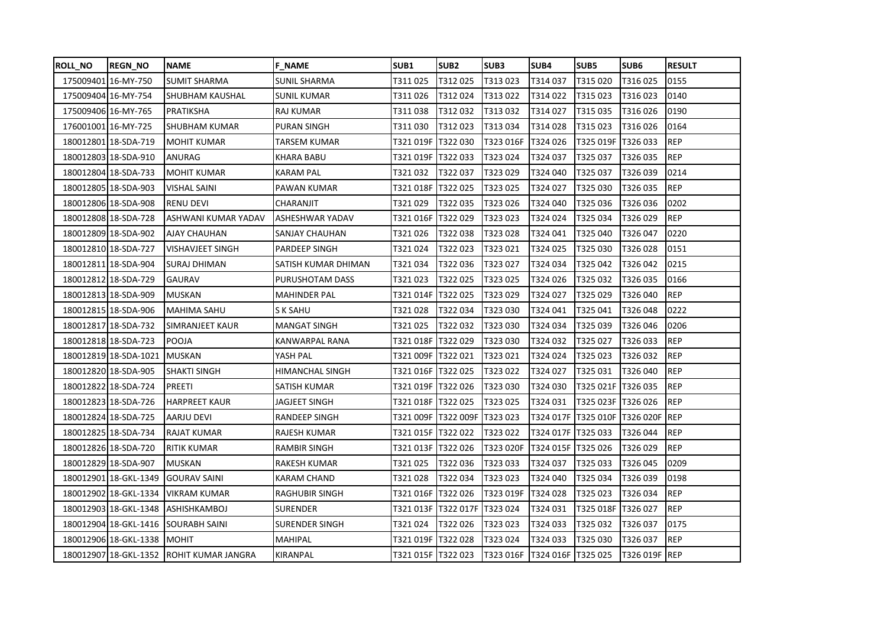| ROLL_NO | REGN_NO | NAME | F_NAME | SUB1 | SUB2 | SUB3 | SUB4 | SUB5 | SUB6 | RESULT |
|---|---|---|---|---|---|---|---|---|---|---|
| 175009401 | 16-MY-750 | SUMIT SHARMA | SUNIL SHARMA | T311 025 | T312 025 | T313 023 | T314 037 | T315 020 | T316 025 | 0155 |
| 175009404 | 16-MY-754 | SHUBHAM KAUSHAL | SUNIL KUMAR | T311 026 | T312 024 | T313 022 | T314 022 | T315 023 | T316 023 | 0140 |
| 175009406 | 16-MY-765 | PRATIKSHA | RAJ KUMAR | T311 038 | T312 032 | T313 032 | T314 027 | T315 035 | T316 026 | 0190 |
| 176001001 | 16-MY-725 | SHUBHAM KUMAR | PURAN SINGH | T311 030 | T312 023 | T313 034 | T314 028 | T315 023 | T316 026 | 0164 |
| 180012801 | 18-SDA-719 | MOHIT KUMAR | TARSEM KUMAR | T321 019F | T322 030 | T323 016F | T324 026 | T325 019F | T326 033 | REP |
| 180012803 | 18-SDA-910 | ANURAG | KHARA BABU | T321 019F | T322 033 | T323 024 | T324 037 | T325 037 | T326 035 | REP |
| 180012804 | 18-SDA-733 | MOHIT KUMAR | KARAM PAL | T321 032 | T322 037 | T323 029 | T324 040 | T325 037 | T326 039 | 0214 |
| 180012805 | 18-SDA-903 | VISHAL SAINI | PAWAN KUMAR | T321 018F | T322 025 | T323 025 | T324 027 | T325 030 | T326 035 | REP |
| 180012806 | 18-SDA-908 | RENU DEVI | CHARANJIT | T321 029 | T322 035 | T323 026 | T324 040 | T325 036 | T326 036 | 0202 |
| 180012808 | 18-SDA-728 | ASHWANI KUMAR YADAV | ASHESHWAR YADAV | T321 016F | T322 029 | T323 023 | T324 024 | T325 034 | T326 029 | REP |
| 180012809 | 18-SDA-902 | AJAY CHAUHAN | SANJAY CHAUHAN | T321 026 | T322 038 | T323 028 | T324 041 | T325 040 | T326 047 | 0220 |
| 180012810 | 18-SDA-727 | VISHAVJEET SINGH | PARDEEP SINGH | T321 024 | T322 023 | T323 021 | T324 025 | T325 030 | T326 028 | 0151 |
| 180012811 | 18-SDA-904 | SURAJ DHIMAN | SATISH KUMAR DHIMAN | T321 034 | T322 036 | T323 027 | T324 034 | T325 042 | T326 042 | 0215 |
| 180012812 | 18-SDA-729 | GAURAV | PURUSHOTAM DASS | T321 023 | T322 025 | T323 025 | T324 026 | T325 032 | T326 035 | 0166 |
| 180012813 | 18-SDA-909 | MUSKAN | MAHINDER PAL | T321 014F | T322 025 | T323 029 | T324 027 | T325 029 | T326 040 | REP |
| 180012815 | 18-SDA-906 | MAHIMA SAHU | S K SAHU | T321 028 | T322 034 | T323 030 | T324 041 | T325 041 | T326 048 | 0222 |
| 180012817 | 18-SDA-732 | SIMRANJEET KAUR | MANGAT SINGH | T321 025 | T322 032 | T323 030 | T324 034 | T325 039 | T326 046 | 0206 |
| 180012818 | 18-SDA-723 | POOJA | KANWARPAL RANA | T321 018F | T322 029 | T323 030 | T324 032 | T325 027 | T326 033 | REP |
| 180012819 | 18-SDA-1021 | MUSKAN | YASH PAL | T321 009F | T322 021 | T323 021 | T324 024 | T325 023 | T326 032 | REP |
| 180012820 | 18-SDA-905 | SHAKTI SINGH | HIMANCHAL SINGH | T321 016F | T322 025 | T323 022 | T324 027 | T325 031 | T326 040 | REP |
| 180012822 | 18-SDA-724 | PREETI | SATISH KUMAR | T321 019F | T322 026 | T323 030 | T324 030 | T325 021F | T326 035 | REP |
| 180012823 | 18-SDA-726 | HARPREET KAUR | JAGJEET SINGH | T321 018F | T322 025 | T323 025 | T324 031 | T325 023F | T326 026 | REP |
| 180012824 | 18-SDA-725 | AARJU DEVI | RANDEEP SINGH | T321 009F | T322 009F | T323 023 | T324 017F | T325 010F | T326 020F | REP |
| 180012825 | 18-SDA-734 | RAJAT KUMAR | RAJESH KUMAR | T321 015F | T322 022 | T323 022 | T324 017F | T325 033 | T326 044 | REP |
| 180012826 | 18-SDA-720 | RITIK KUMAR | RAMBIR SINGH | T321 013F | T322 026 | T323 020F | T324 015F | T325 026 | T326 029 | REP |
| 180012829 | 18-SDA-907 | MUSKAN | RAKESH KUMAR | T321 025 | T322 036 | T323 033 | T324 037 | T325 033 | T326 045 | 0209 |
| 180012901 | 18-GKL-1349 | GOURAV SAINI | KARAM CHAND | T321 028 | T322 034 | T323 023 | T324 040 | T325 034 | T326 039 | 0198 |
| 180012902 | 18-GKL-1334 | VIKRAM KUMAR | RAGHUBIR SINGH | T321 016F | T322 026 | T323 019F | T324 028 | T325 023 | T326 034 | REP |
| 180012903 | 18-GKL-1348 | ASHISHKAMBOJ | SURENDER | T321 013F | T322 017F | T323 024 | T324 031 | T325 018F | T326 027 | REP |
| 180012904 | 18-GKL-1416 | SOURABH SAINI | SURENDER SINGH | T321 024 | T322 026 | T323 023 | T324 033 | T325 032 | T326 037 | 0175 |
| 180012906 | 18-GKL-1338 | MOHIT | MAHIPAL | T321 019F | T322 028 | T323 024 | T324 033 | T325 030 | T326 037 | REP |
| 180012907 | 18-GKL-1352 | ROHIT KUMAR JANGRA | KIRANPAL | T321 015F | T322 023 | T323 016F | T324 016F | T325 025 | T326 019F | REP |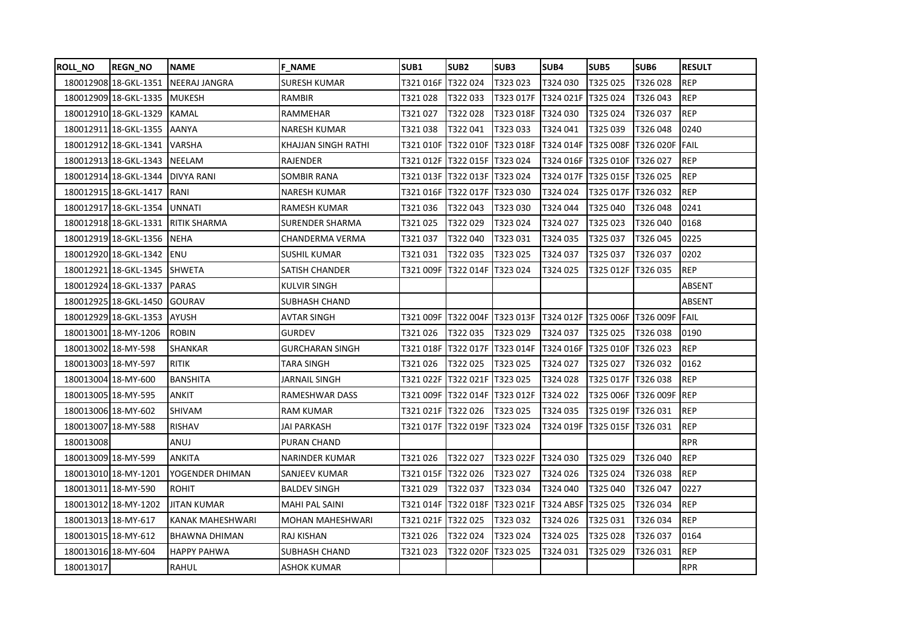| ROLL_NO | REGN_NO | NAME | F_NAME | SUB1 | SUB2 | SUB3 | SUB4 | SUB5 | SUB6 | RESULT |
|---|---|---|---|---|---|---|---|---|---|---|
| 180012908 | 18-GKL-1351 | NEERAJ JANGRA | SURESH KUMAR | T321 016F | T322 024 | T323 023 | T324 030 | T325 025 | T326 028 | REP |
| 180012909 | 18-GKL-1335 | MUKESH | RAMBIR | T321 028 | T322 033 | T323 017F | T324 021F | T325 024 | T326 043 | REP |
| 180012910 | 18-GKL-1329 | KAMAL | RAMMEHAR | T321 027 | T322 028 | T323 018F | T324 030 | T325 024 | T326 037 | REP |
| 180012911 | 18-GKL-1355 | AANYA | NARESH KUMAR | T321 038 | T322 041 | T323 033 | T324 041 | T325 039 | T326 048 | 0240 |
| 180012912 | 18-GKL-1341 | VARSHA | KHAJJAN SINGH RATHI | T321 010F | T322 010F | T323 018F | T324 014F | T325 008F | T326 020F | FAIL |
| 180012913 | 18-GKL-1343 | NEELAM | RAJENDER | T321 012F | T322 015F | T323 024 | T324 016F | T325 010F | T326 027 | REP |
| 180012914 | 18-GKL-1344 | DIVYA RANI | SOMBIR RANA | T321 013F | T322 013F | T323 024 | T324 017F | T325 015F | T326 025 | REP |
| 180012915 | 18-GKL-1417 | RANI | NARESH KUMAR | T321 016F | T322 017F | T323 030 | T324 024 | T325 017F | T326 032 | REP |
| 180012917 | 18-GKL-1354 | UNNATI | RAMESH KUMAR | T321 036 | T322 043 | T323 030 | T324 044 | T325 040 | T326 048 | 0241 |
| 180012918 | 18-GKL-1331 | RITIK SHARMA | SURENDER SHARMA | T321 025 | T322 029 | T323 024 | T324 027 | T325 023 | T326 040 | 0168 |
| 180012919 | 18-GKL-1356 | NEHA | CHANDERMA VERMA | T321 037 | T322 040 | T323 031 | T324 035 | T325 037 | T326 045 | 0225 |
| 180012920 | 18-GKL-1342 | ENU | SUSHIL KUMAR | T321 031 | T322 035 | T323 025 | T324 037 | T325 037 | T326 037 | 0202 |
| 180012921 | 18-GKL-1345 | SHWETA | SATISH CHANDER | T321 009F | T322 014F | T323 024 | T324 025 | T325 012F | T326 035 | REP |
| 180012924 | 18-GKL-1337 | PARAS | KULVIR SINGH | | | | | | | ABSENT |
| 180012925 | 18-GKL-1450 | GOURAV | SUBHASH CHAND | | | | | | | ABSENT |
| 180012929 | 18-GKL-1353 | AYUSH | AVTAR SINGH | T321 009F | T322 004F | T323 013F | T324 012F | T325 006F | T326 009F | FAIL |
| 180013001 | 18-MY-1206 | ROBIN | GURDEV | T321 026 | T322 035 | T323 029 | T324 037 | T325 025 | T326 038 | 0190 |
| 180013002 | 18-MY-598 | SHANKAR | GURCHARAN SINGH | T321 018F | T322 017F | T323 014F | T324 016F | T325 010F | T326 023 | REP |
| 180013003 | 18-MY-597 | RITIK | TARA SINGH | T321 026 | T322 025 | T323 025 | T324 027 | T325 027 | T326 032 | 0162 |
| 180013004 | 18-MY-600 | BANSHITA | JARNAIL SINGH | T321 022F | T322 021F | T323 025 | T324 028 | T325 017F | T326 038 | REP |
| 180013005 | 18-MY-595 | ANKIT | RAMESHWAR DASS | T321 009F | T322 014F | T323 012F | T324 022 | T325 006F | T326 009F | REP |
| 180013006 | 18-MY-602 | SHIVAM | RAM KUMAR | T321 021F | T322 026 | T323 025 | T324 035 | T325 019F | T326 031 | REP |
| 180013007 | 18-MY-588 | RISHAV | JAI PARKASH | T321 017F | T322 019F | T323 024 | T324 019F | T325 015F | T326 031 | REP |
| 180013008 | | ANUJ | PURAN CHAND | | | | | | | RPR |
| 180013009 | 18-MY-599 | ANKITA | NARINDER KUMAR | T321 026 | T322 027 | T323 022F | T324 030 | T325 029 | T326 040 | REP |
| 180013010 | 18-MY-1201 | YOGENDER DHIMAN | SANJEEV KUMAR | T321 015F | T322 026 | T323 027 | T324 026 | T325 024 | T326 038 | REP |
| 180013011 | 18-MY-590 | ROHIT | BALDEV SINGH | T321 029 | T322 037 | T323 034 | T324 040 | T325 040 | T326 047 | 0227 |
| 180013012 | 18-MY-1202 | JITAN KUMAR | MAHI PAL SAINI | T321 014F | T322 018F | T323 021F | T324 ABSF | T325 025 | T326 034 | REP |
| 180013013 | 18-MY-617 | KANAK MAHESHWARI | MOHAN MAHESHWARI | T321 021F | T322 025 | T323 032 | T324 026 | T325 031 | T326 034 | REP |
| 180013015 | 18-MY-612 | BHAWNA DHIMAN | RAJ KISHAN | T321 026 | T322 024 | T323 024 | T324 025 | T325 028 | T326 037 | 0164 |
| 180013016 | 18-MY-604 | HAPPY PAHWA | SUBHASH CHAND | T321 023 | T322 020F | T323 025 | T324 031 | T325 029 | T326 031 | REP |
| 180013017 | | RAHUL | ASHOK KUMAR | | | | | | | RPR |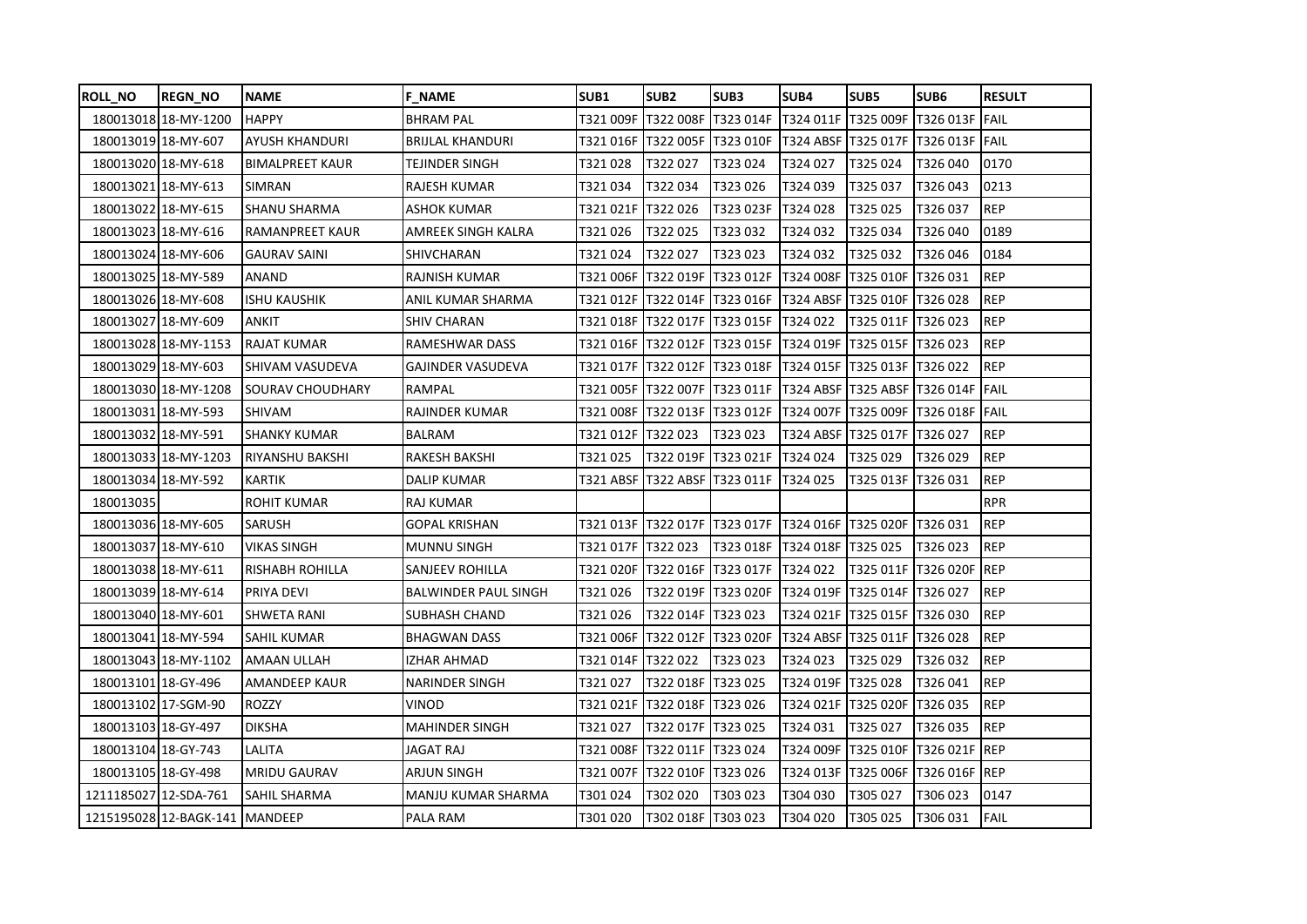| ROLL_NO | REGN_NO | NAME | F_NAME | SUB1 | SUB2 | SUB3 | SUB4 | SUB5 | SUB6 | RESULT |
|---|---|---|---|---|---|---|---|---|---|---|
| 180013018 | 18-MY-1200 | HAPPY | BHRAM PAL | T321 009F | T322 008F | T323 014F | T324 011F | T325 009F | T326 013F | FAIL |
| 180013019 | 18-MY-607 | AYUSH KHANDURI | BRIJLAL KHANDURI | T321 016F | T322 005F | T323 010F | T324 ABSF | T325 017F | T326 013F | FAIL |
| 180013020 | 18-MY-618 | BIMALPREET KAUR | TEJINDER SINGH | T321 028 | T322 027 | T323 024 | T324 027 | T325 024 | T326 040 | 0170 |
| 180013021 | 18-MY-613 | SIMRAN | RAJESH KUMAR | T321 034 | T322 034 | T323 026 | T324 039 | T325 037 | T326 043 | 0213 |
| 180013022 | 18-MY-615 | SHANU SHARMA | ASHOK KUMAR | T321 021F | T322 026 | T323 023F | T324 028 | T325 025 | T326 037 | REP |
| 180013023 | 18-MY-616 | RAMANPREET KAUR | AMREEK SINGH KALRA | T321 026 | T322 025 | T323 032 | T324 032 | T325 034 | T326 040 | 0189 |
| 180013024 | 18-MY-606 | GAURAV SAINI | SHIVCHARAN | T321 024 | T322 027 | T323 023 | T324 032 | T325 032 | T326 046 | 0184 |
| 180013025 | 18-MY-589 | ANAND | RAJNISH KUMAR | T321 006F | T322 019F | T323 012F | T324 008F | T325 010F | T326 031 | REP |
| 180013026 | 18-MY-608 | ISHU KAUSHIK | ANIL KUMAR SHARMA | T321 012F | T322 014F | T323 016F | T324 ABSF | T325 010F | T326 028 | REP |
| 180013027 | 18-MY-609 | ANKIT | SHIV CHARAN | T321 018F | T322 017F | T323 015F | T324 022 | T325 011F | T326 023 | REP |
| 180013028 | 18-MY-1153 | RAJAT KUMAR | RAMESHWAR DASS | T321 016F | T322 012F | T323 015F | T324 019F | T325 015F | T326 023 | REP |
| 180013029 | 18-MY-603 | SHIVAM VASUDEVA | GAJINDER VASUDEVA | T321 017F | T322 012F | T323 018F | T324 015F | T325 013F | T326 022 | REP |
| 180013030 | 18-MY-1208 | SOURAV CHOUDHARY | RAMPAL | T321 005F | T322 007F | T323 011F | T324 ABSF | T325 ABSF | T326 014F | FAIL |
| 180013031 | 18-MY-593 | SHIVAM | RAJINDER KUMAR | T321 008F | T322 013F | T323 012F | T324 007F | T325 009F | T326 018F | FAIL |
| 180013032 | 18-MY-591 | SHANKY KUMAR | BALRAM | T321 012F | T322 023 | T323 023 | T324 ABSF | T325 017F | T326 027 | REP |
| 180013033 | 18-MY-1203 | RIYANSHU BAKSHI | RAKESH BAKSHI | T321 025 | T322 019F | T323 021F | T324 024 | T325 029 | T326 029 | REP |
| 180013034 | 18-MY-592 | KARTIK | DALIP KUMAR | T321 ABSF | T322 ABSF | T323 011F | T324 025 | T325 013F | T326 031 | REP |
| 180013035 | | ROHIT KUMAR | RAJ KUMAR | | | | | | | RPR |
| 180013036 | 18-MY-605 | SARUSH | GOPAL KRISHAN | T321 013F | T322 017F | T323 017F | T324 016F | T325 020F | T326 031 | REP |
| 180013037 | 18-MY-610 | VIKAS SINGH | MUNNU SINGH | T321 017F | T322 023 | T323 018F | T324 018F | T325 025 | T326 023 | REP |
| 180013038 | 18-MY-611 | RISHABH ROHILLA | SANJEEV ROHILLA | T321 020F | T322 016F | T323 017F | T324 022 | T325 011F | T326 020F | REP |
| 180013039 | 18-MY-614 | PRIYA DEVI | BALWINDER PAUL SINGH | T321 026 | T322 019F | T323 020F | T324 019F | T325 014F | T326 027 | REP |
| 180013040 | 18-MY-601 | SHWETA RANI | SUBHASH CHAND | T321 026 | T322 014F | T323 023 | T324 021F | T325 015F | T326 030 | REP |
| 180013041 | 18-MY-594 | SAHIL KUMAR | BHAGWAN DASS | T321 006F | T322 012F | T323 020F | T324 ABSF | T325 011F | T326 028 | REP |
| 180013043 | 18-MY-1102 | AMAAN ULLAH | IZHAR AHMAD | T321 014F | T322 022 | T323 023 | T324 023 | T325 029 | T326 032 | REP |
| 180013101 | 18-GY-496 | AMANDEEP KAUR | NARINDER SINGH | T321 027 | T322 018F | T323 025 | T324 019F | T325 028 | T326 041 | REP |
| 180013102 | 17-SGM-90 | ROZZY | VINOD | T321 021F | T322 018F | T323 026 | T324 021F | T325 020F | T326 035 | REP |
| 180013103 | 18-GY-497 | DIKSHA | MAHINDER SINGH | T321 027 | T322 017F | T323 025 | T324 031 | T325 027 | T326 035 | REP |
| 180013104 | 18-GY-743 | LALITA | JAGAT RAJ | T321 008F | T322 011F | T323 024 | T324 009F | T325 010F | T326 021F | REP |
| 180013105 | 18-GY-498 | MRIDU GAURAV | ARJUN SINGH | T321 007F | T322 010F | T323 026 | T324 013F | T325 006F | T326 016F | REP |
| 1211185027 | 12-SDA-761 | SAHIL SHARMA | MANJU KUMAR SHARMA | T301 024 | T302 020 | T303 023 | T304 030 | T305 027 | T306 023 | 0147 |
| 1215195028 | 12-BAGK-141 | MANDEEP | PALA RAM | T301 020 | T302 018F | T303 023 | T304 020 | T305 025 | T306 031 | FAIL |